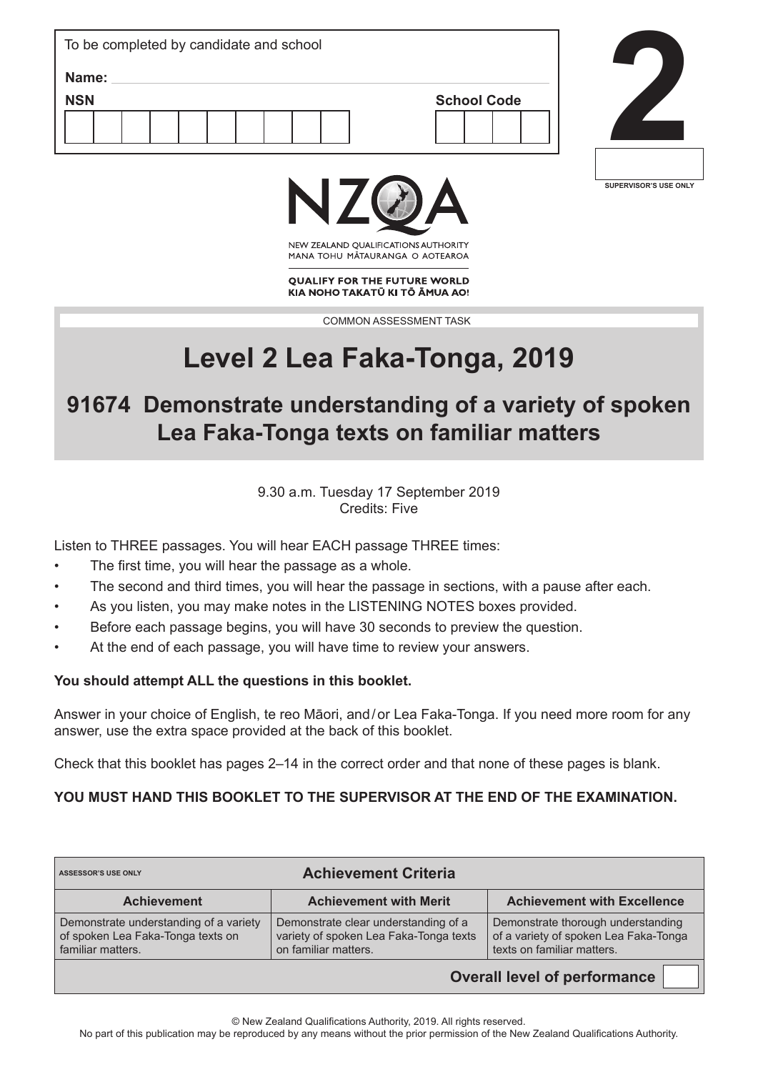To be completed by candidate and school

**Name:**

**NSN**

**School Code**

# 2

SUPERVISOR'S USE ONLY

NZQA

NEW ZEALAND QUALIFICATIONS AUTHORITY
MANA TOHU MĀTAURANGA O AOTEAROA

**QUALIFY FOR THE FUTURE WORLD**
**KIA NOHO TAKATŪ KI TŌ ĀMUA AO!**

COMMON ASSESSMENT TASK

# Level 2 Lea Faka-Tonga, 2019

## 91674 Demonstrate understanding of a variety of spoken Lea Faka-Tonga texts on familiar matters

9.30 a.m. Tuesday 17 September 2019
Credits: Five

Listen to THREE passages. You will hear EACH passage THREE times:

- The first time, you will hear the passage as a whole.
- The second and third times, you will hear the passage in sections, with a pause after each.
- As you listen, you may make notes in the LISTENING NOTES boxes provided.
- Before each passage begins, you will have 30 seconds to preview the question.
- At the end of each passage, you will have time to review your answers.

**You should attempt ALL the questions in this booklet.**

Answer in your choice of English, te reo Māori, and / or Lea Faka-Tonga. If you need more room for any answer, use the extra space provided at the back of this booklet.

Check that this booklet has pages 2–14 in the correct order and that none of these pages is blank.

**YOU MUST HAND THIS BOOKLET TO THE SUPERVISOR AT THE END OF THE EXAMINATION.**

| ASSESSOR'S USE ONLY | **Achievement Criteria** | |
|---|---|---|
| **Achievement** | **Achievement with Merit** | **Achievement with Excellence** |
| Demonstrate understanding of a variety of spoken Lea Faka-Tonga texts on familiar matters. | Demonstrate clear understanding of a variety of spoken Lea Faka-Tonga texts on familiar matters. | Demonstrate thorough understanding of a variety of spoken Lea Faka-Tonga texts on familiar matters. |
| | | **Overall level of performance** |

© New Zealand Qualifications Authority, 2019. All rights reserved.
No part of this publication may be reproduced by any means without the prior permission of the New Zealand Qualifications Authority.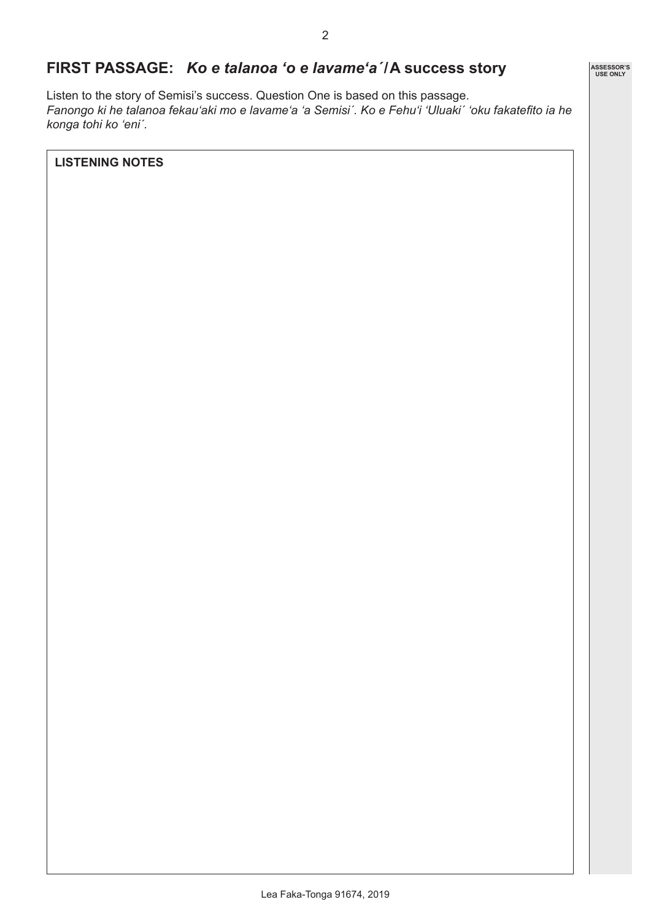## FIRST PASSAGE: *Ko e talanoa ʻo e lavameʻa´* / A success story

Listen to the story of Semisi's success. Question One is based on this passage.
*Fanongo ki he talanoa fekauʻaki mo e lavameʻa ʻa Semisi´. Ko e Fehuʻi ʻUluaki´ ʻoku fakatefito ia he konga tohi ko ʻeni´.*

**LISTENING NOTES**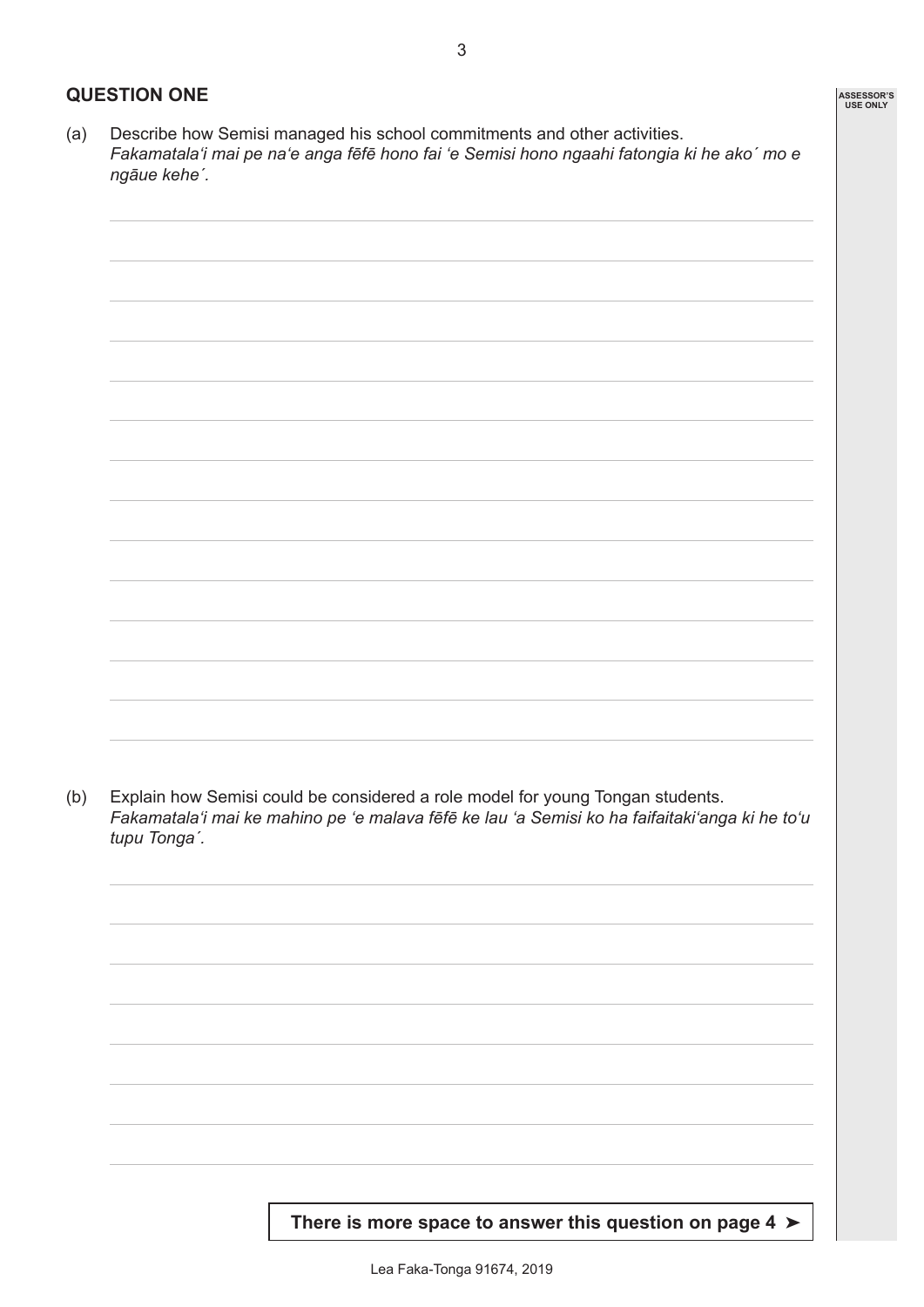## QUESTION ONE

(a) Describe how Semisi managed his school commitments and other activities.
*Fakamatala'i mai pe na'e anga fēfē hono fai 'e Semisi hono ngaahi fatongia ki he ako´ mo e ngāue kehe´.*

(b) Explain how Semisi could be considered a role model for young Tongan students.
*Fakamatala'i mai ke mahino pe 'e malava fēfē ke lau 'a Semisi ko ha faifaitaki'anga ki he to'u tupu Tonga´.*

**There is more space to answer this question on page 4 ➤**

Lea Faka-Tonga 91674, 2019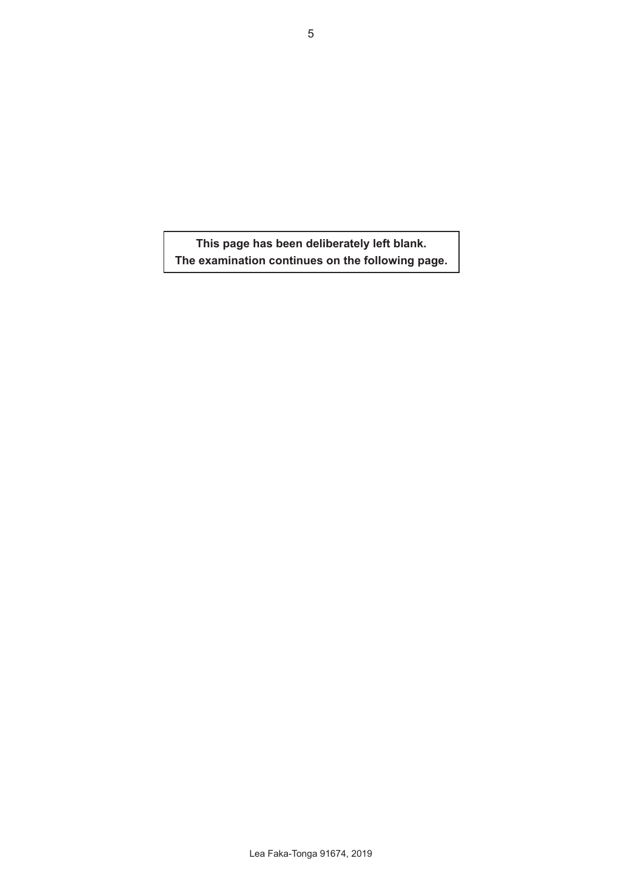**This page has been deliberately left blank.**
**The examination continues on the following page.**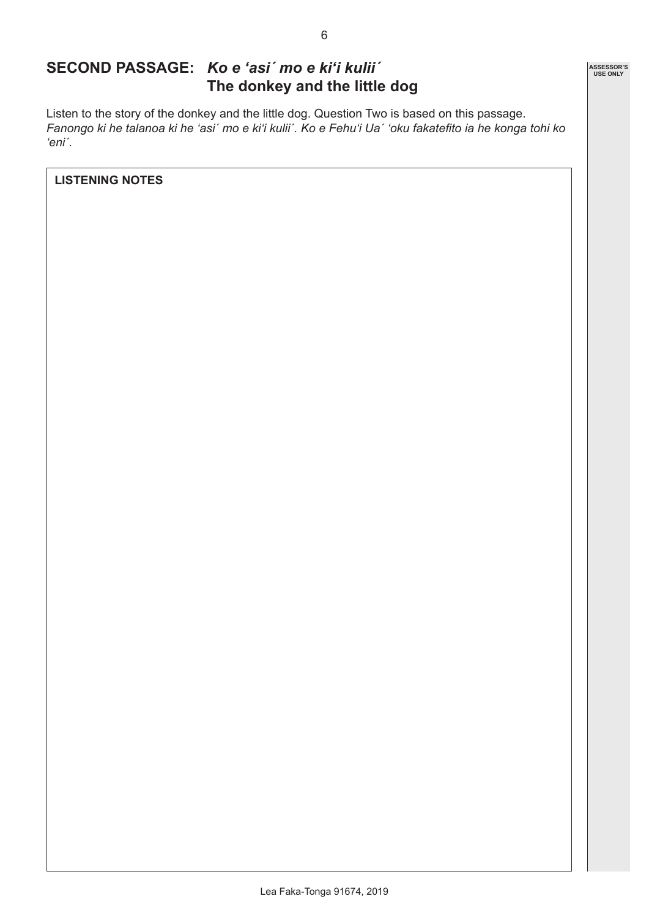## SECOND PASSAGE: *Ko e ‘asi´ mo e ki‘i kulii´*
## The donkey and the little dog

Listen to the story of the donkey and the little dog. Question Two is based on this passage.
*Fanongo ki he talanoa ki he ‘asi´ mo e ki‘i kulii´. Ko e Fehu‘i Ua´ ‘oku fakatefito ia he konga tohi ko ‘eni´.*

**LISTENING NOTES**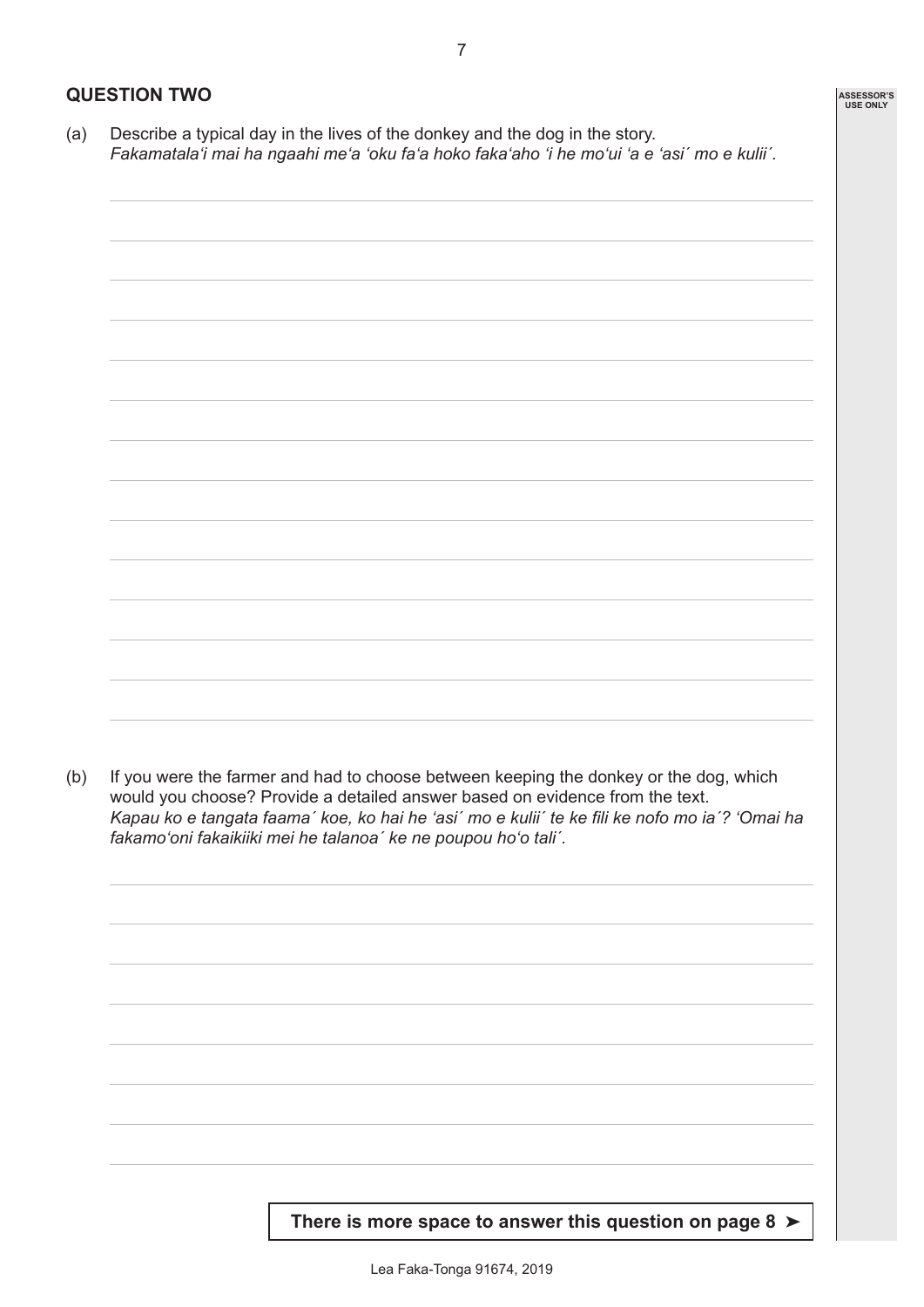## QUESTION TWO

(a) Describe a typical day in the lives of the donkey and the dog in the story.
*Fakamatala'i mai ha ngaahi me'a 'oku fa'a hoko faka'aho 'i he mo'ui 'a e 'asi´ mo e kulii´.*

(b) If you were the farmer and had to choose between keeping the donkey or the dog, which would you choose? Provide a detailed answer based on evidence from the text.
*Kapau ko e tangata faama´ koe, ko hai he 'asi´ mo e kulii´ te ke fili ke nofo mo ia´? 'Omai ha fakamo'oni fakaikiiki mei he talanoa´ ke ne poupou ho'o tali´.*

**There is more space to answer this question on page 8 ➤**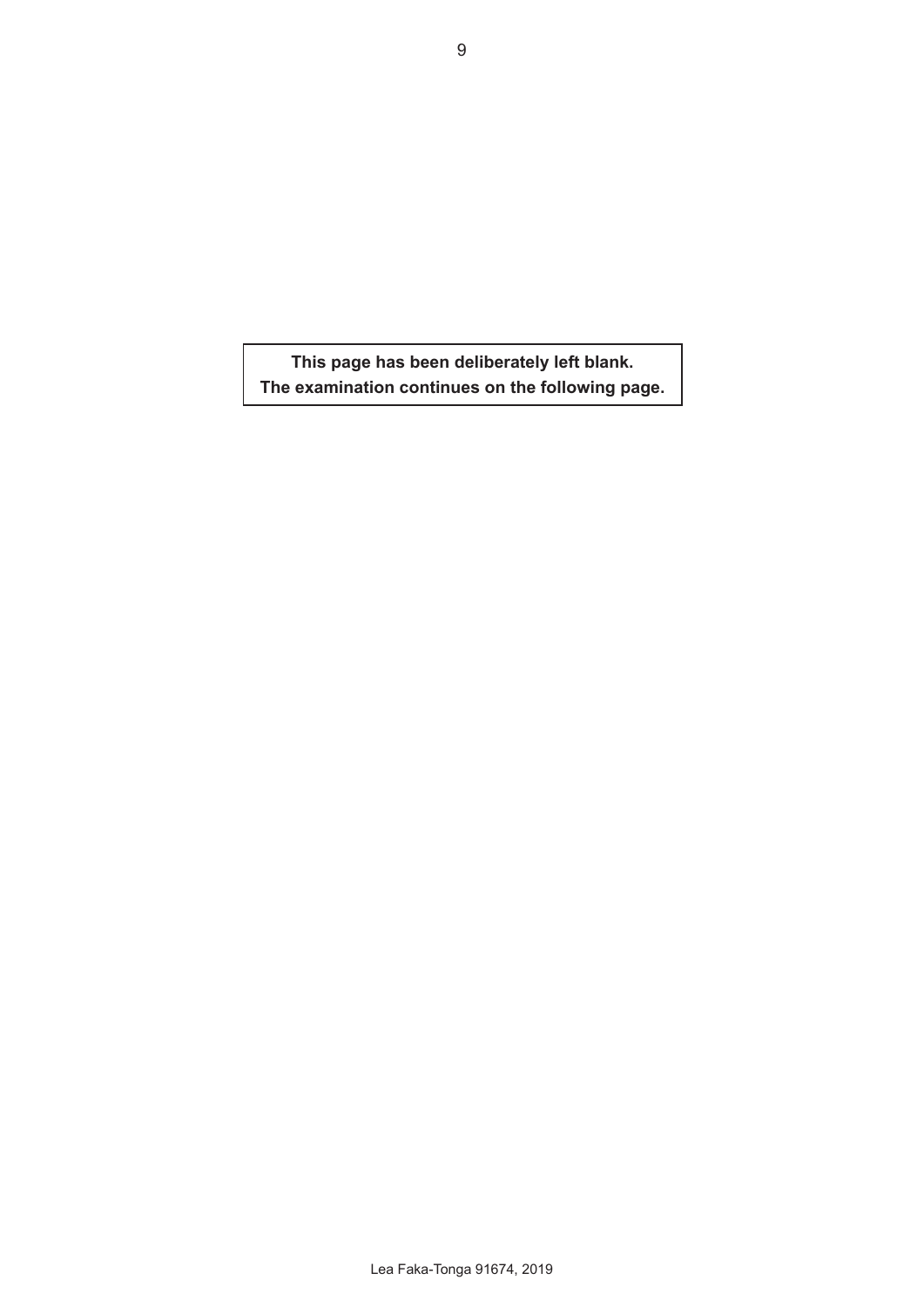**This page has been deliberately left blank.**
**The examination continues on the following page.**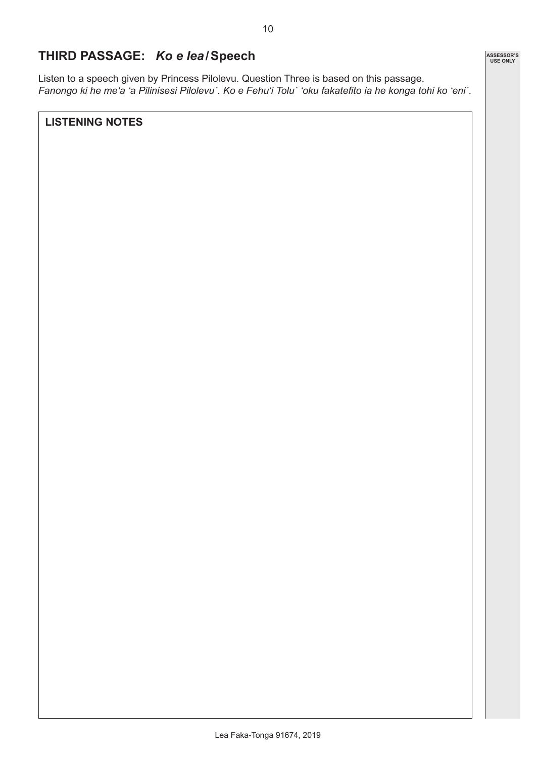## THIRD PASSAGE: *Ko e lea* / Speech

Listen to a speech given by Princess Pilolevu. Question Three is based on this passage.
*Fanongo ki he me'a 'a Pilinisesi Pilolevu´. Ko e Fehu'i Tolu´ 'oku fakatefito ia he konga tohi ko 'eni´.*

**LISTENING NOTES**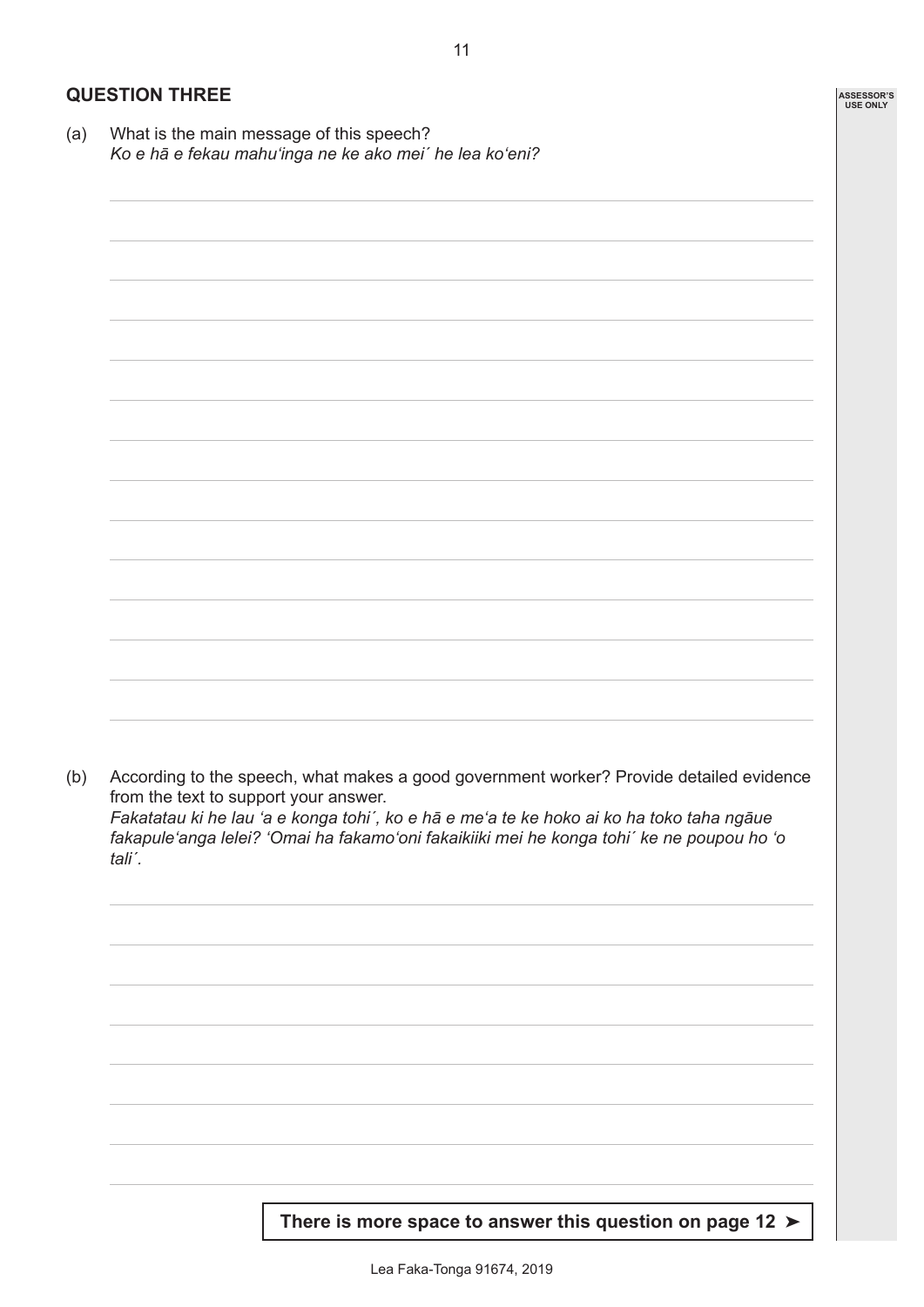## QUESTION THREE

(a) What is the main message of this speech?
*Ko e hā e fekau mahuʻinga ne ke ako mei´ he lea koʻeni?*

(b) According to the speech, what makes a good government worker? Provide detailed evidence from the text to support your answer.
*Fakatatau ki he lau ʻa e konga tohi´, ko e hā e meʻa te ke hoko ai ko ha toko taha ngāue fakapuleʻanga lelei? ʻOmai ha fakamoʻoni fakaikiiki mei he konga tohi´ ke ne poupou ho ʻo tali´.*

**There is more space to answer this question on page 12 ➤**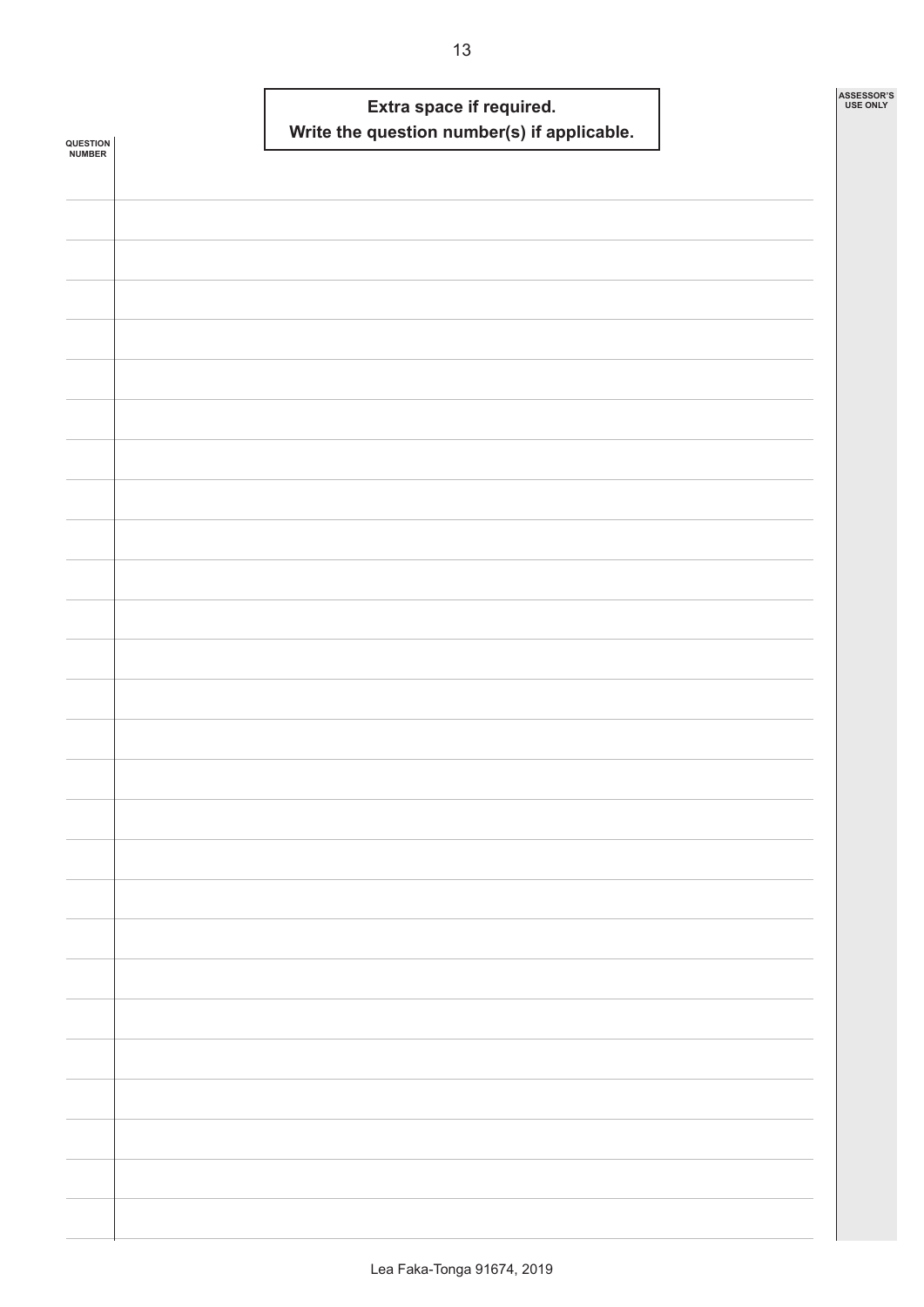**Extra space if required.**
**Write the question number(s) if applicable.**

QUESTION NUMBER

ASSESSOR'S USE ONLY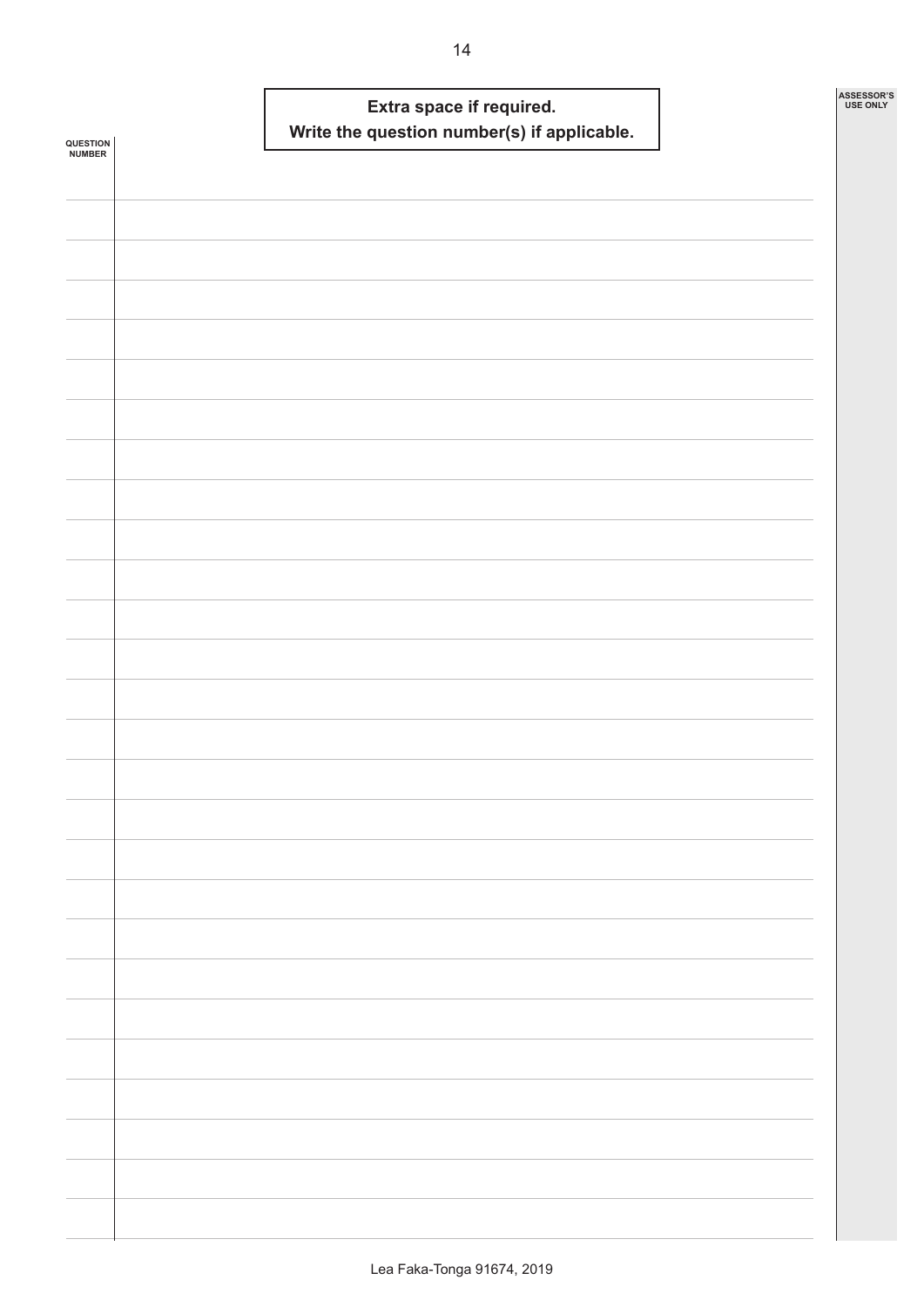**Extra space if required.**
**Write the question number(s) if applicable.**

QUESTION NUMBER

ASSESSOR'S USE ONLY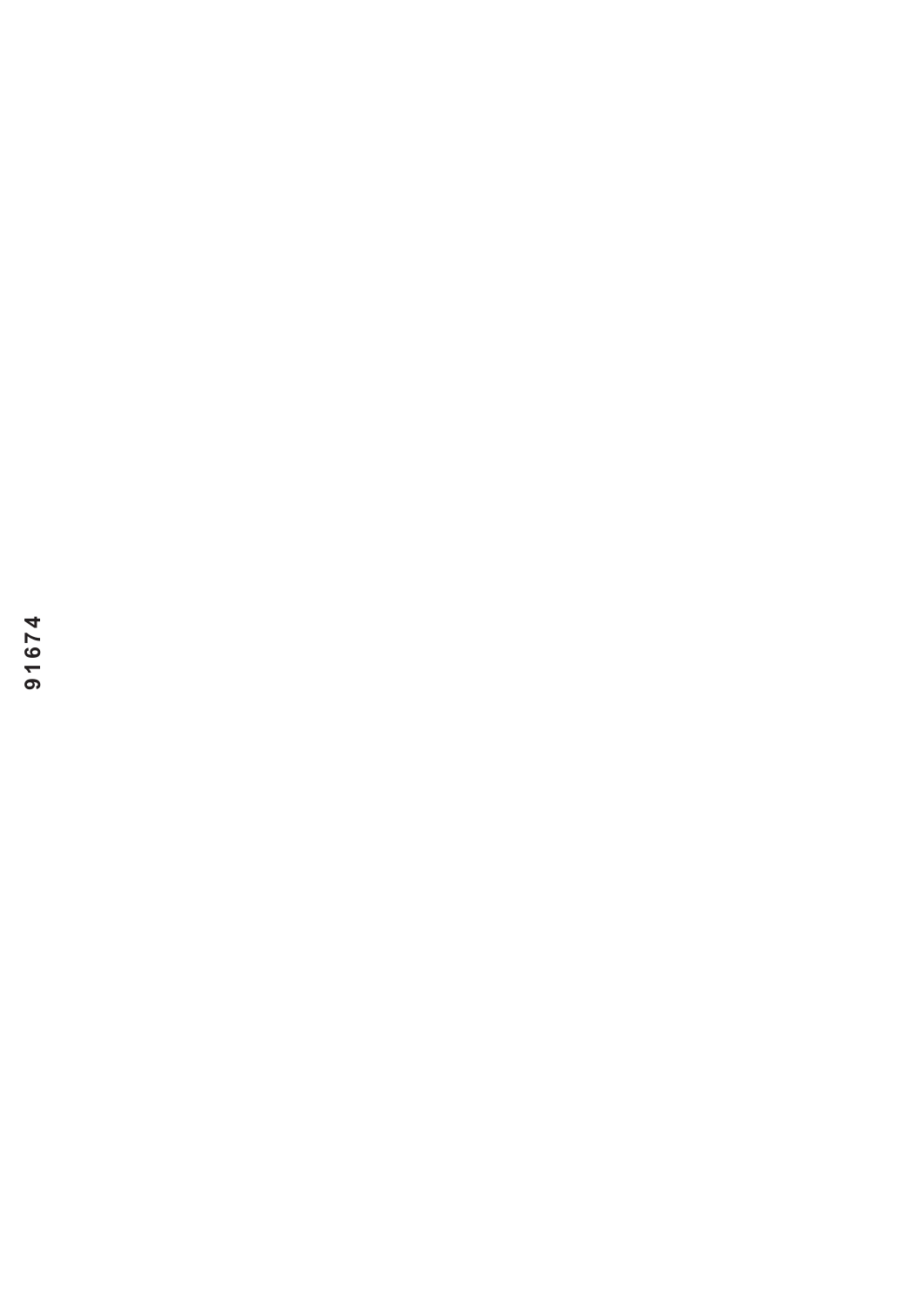91674